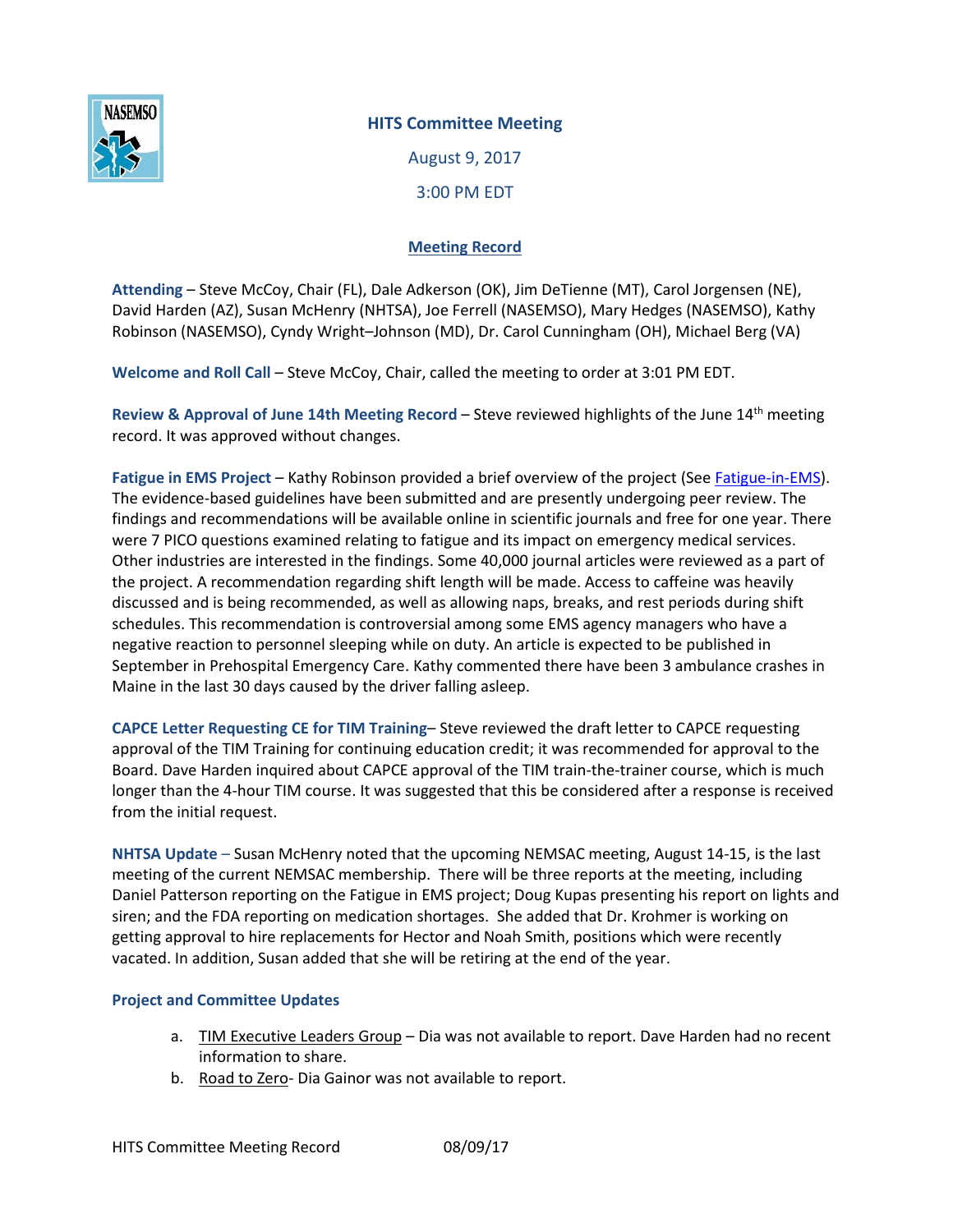# HITS Committee Meeting

August 9, 2017

3:00 PM EDT

## Meeting Record

**Attending** – Steve McCoy, Chair (FL), Dale Adkerson (OK), Jim DeTienne (MT), Carol Jorgensen (NE), David Harden (AZ), Susan McHenry (NHTSA), Joe Ferrell (NASEMSO), Mary Hedges (NASEMSO), Kathy Robinson (NASEMSO), Cyndy Wright–Johnson (MD), Dr. Carol Cunningham (OH), Michael Berg (VA)

**Welcome and Roll Call** – Steve McCoy, Chair, called the meeting to order at 3:01 PM EDT.

**Review & Approval of June 14th Meeting Record** – Steve reviewed highlights of the June 14th meeting record. It was approved without changes.

**Fatigue in EMS Project** – Kathy Robinson provided a brief overview of the project (See Fatigue-in-EMS). The evidence-based guidelines have been submitted and are presently undergoing peer review. The findings and recommendations will be available online in scientific journals and free for one year. There were 7 PICO questions examined relating to fatigue and its impact on emergency medical services. Other industries are interested in the findings. Some 40,000 journal articles were reviewed as a part of the project. A recommendation regarding shift length will be made. Access to caffeine was heavily discussed and is being recommended, as well as allowing naps, breaks, and rest periods during shift schedules. This recommendation is controversial among some EMS agency managers who have a negative reaction to personnel sleeping while on duty. An article is expected to be published in September in Prehospital Emergency Care. Kathy commented there have been 3 ambulance crashes in Maine in the last 30 days caused by the driver falling asleep.

**CAPCE Letter Requesting CE for TIM Training**– Steve reviewed the draft letter to CAPCE requesting approval of the TIM Training for continuing education credit; it was recommended for approval to the Board. Dave Harden inquired about CAPCE approval of the TIM train-the-trainer course, which is much longer than the 4-hour TIM course. It was suggested that this be considered after a response is received from the initial request.

**NHTSA Update** – Susan McHenry noted that the upcoming NEMSAC meeting, August 14-15, is the last meeting of the current NEMSAC membership. There will be three reports at the meeting, including Daniel Patterson reporting on the Fatigue in EMS project; Doug Kupas presenting his report on lights and siren; and the FDA reporting on medication shortages. She added that Dr. Krohmer is working on getting approval to hire replacements for Hector and Noah Smith, positions which were recently vacated. In addition, Susan added that she will be retiring at the end of the year.

**Project and Committee Updates**

a. TIM Executive Leaders Group – Dia was not available to report. Dave Harden had no recent information to share.
b. Road to Zero- Dia Gainor was not available to report.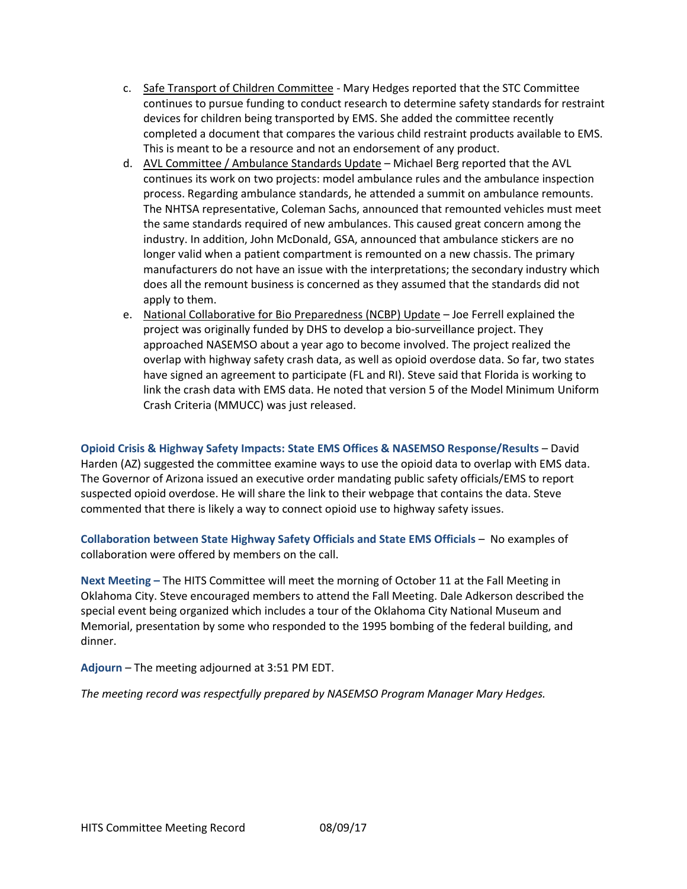c. Safe Transport of Children Committee - Mary Hedges reported that the STC Committee continues to pursue funding to conduct research to determine safety standards for restraint devices for children being transported by EMS. She added the committee recently completed a document that compares the various child restraint products available to EMS. This is meant to be a resource and not an endorsement of any product.

d. AVL Committee / Ambulance Standards Update – Michael Berg reported that the AVL continues its work on two projects: model ambulance rules and the ambulance inspection process. Regarding ambulance standards, he attended a summit on ambulance remounts. The NHTSA representative, Coleman Sachs, announced that remounted vehicles must meet the same standards required of new ambulances. This caused great concern among the industry. In addition, John McDonald, GSA, announced that ambulance stickers are no longer valid when a patient compartment is remounted on a new chassis. The primary manufacturers do not have an issue with the interpretations; the secondary industry which does all the remount business is concerned as they assumed that the standards did not apply to them.

e. National Collaborative for Bio Preparedness (NCBP) Update – Joe Ferrell explained the project was originally funded by DHS to develop a bio-surveillance project. They approached NASEMSO about a year ago to become involved. The project realized the overlap with highway safety crash data, as well as opioid overdose data. So far, two states have signed an agreement to participate (FL and RI). Steve said that Florida is working to link the crash data with EMS data. He noted that version 5 of the Model Minimum Uniform Crash Criteria (MMUCC) was just released.

**Opioid Crisis & Highway Safety Impacts: State EMS Offices & NASEMSO Response/Results** – David Harden (AZ) suggested the committee examine ways to use the opioid data to overlap with EMS data. The Governor of Arizona issued an executive order mandating public safety officials/EMS to report suspected opioid overdose. He will share the link to their webpage that contains the data. Steve commented that there is likely a way to connect opioid use to highway safety issues.

**Collaboration between State Highway Safety Officials and State EMS Officials** – No examples of collaboration were offered by members on the call.

**Next Meeting –** The HITS Committee will meet the morning of October 11 at the Fall Meeting in Oklahoma City. Steve encouraged members to attend the Fall Meeting. Dale Adkerson described the special event being organized which includes a tour of the Oklahoma City National Museum and Memorial, presentation by some who responded to the 1995 bombing of the federal building, and dinner.

**Adjourn** – The meeting adjourned at 3:51 PM EDT.

*The meeting record was respectfully prepared by NASEMSO Program Manager Mary Hedges.*